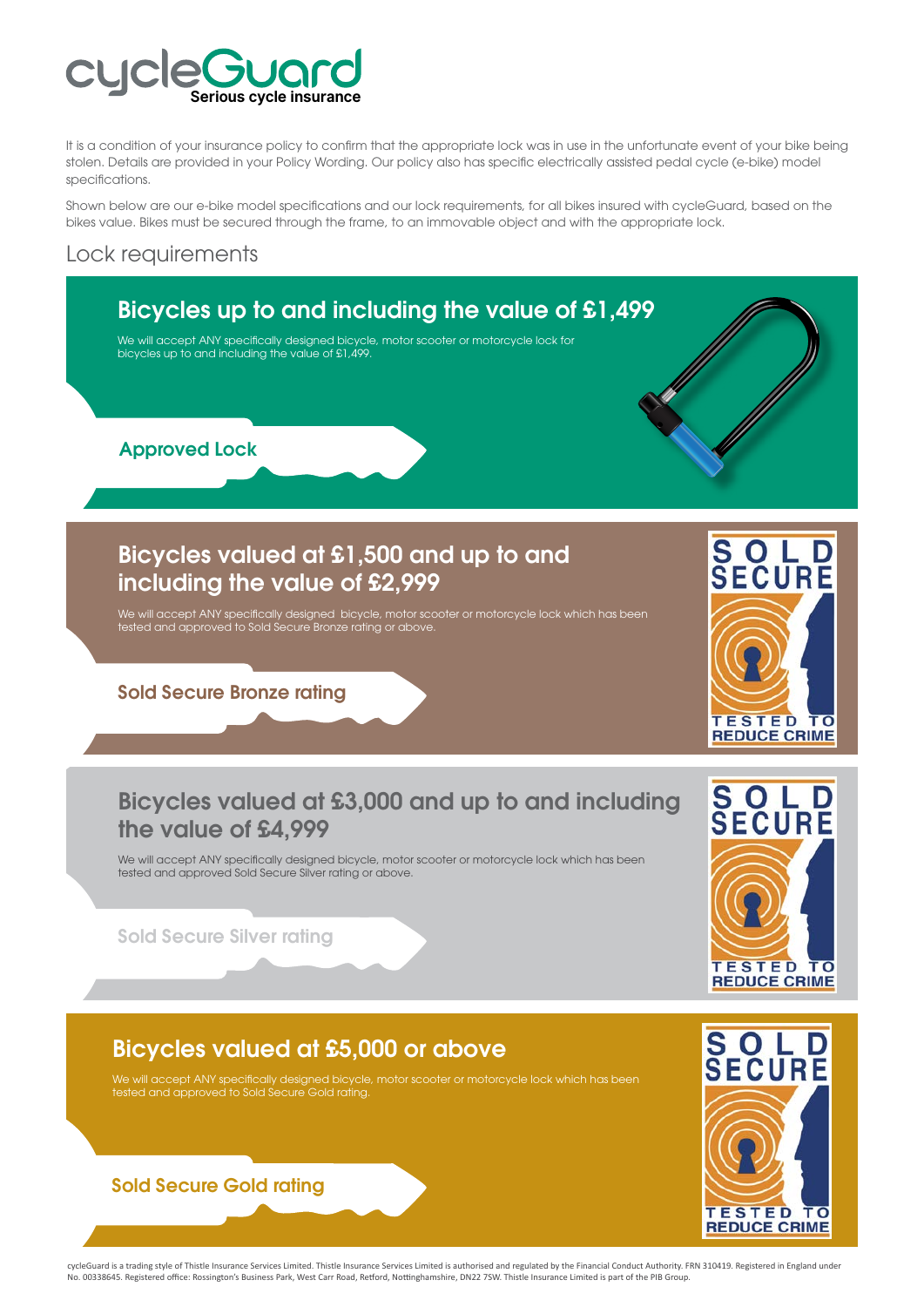# cycleGuard

**Serious cycle insurance**

It is a condition of your insurance policy to confirm that the appropriate lock was in use in the unfortunate event of your bike being stolen. Details are provided in your Policy Wording. Our policy also has specific electrically assisted pedal cycle (e-bike) model specifications.

Shown below are our e-bike model specifications and our lock requirements, for all bikes insured with cycleGuard, based on the bikes value. Bikes must be secured through the frame, to an immovable object and with the appropriate lock.

## Lock requirements

### Bicycles up to and including the value of £1,499

We will accept ANY specifically designed bicycle, motor scooter or motorcycle lock for bicycles up to and including the value of £1,499.

**Approved Lock**

### Bicycles valued at £1,500 and up to and including the value of £2,999

We will accept ANY specifically designed bicycle, motor scooter or motorcycle lock which has been tested and approved to Sold Secure Bronze rating or above.

**Sold Secure Bronze rating**

### Bicycles valued at £3,000 and up to and including the value of £4,999

We will accept ANY specifically designed bicycle, motor scooter or motorcycle lock which has been tested and approved Sold Secure Silver rating or above.

**Sold Secure Silver rating**

### Bicycles valued at £5,000 or above

We will accept ANY specifically designed bicycle, motor scooter or motorcycle lock which has been tested and approved to Sold Secure Gold rating.

**Sold Secure Gold rating**

cycleGuard is a trading style of Thistle Insurance Services Limited. Thistle Insurance Services Limited is authorised and regulated by the Financial Conduct Authority. FRN 310419. Registered in England under No. 00338645. Registered office: Rossington's Business Park, West Carr Road, Retford, Nottinghamshire, DN22 7SW. Thistle Insurance Limited is part of the PIB Group.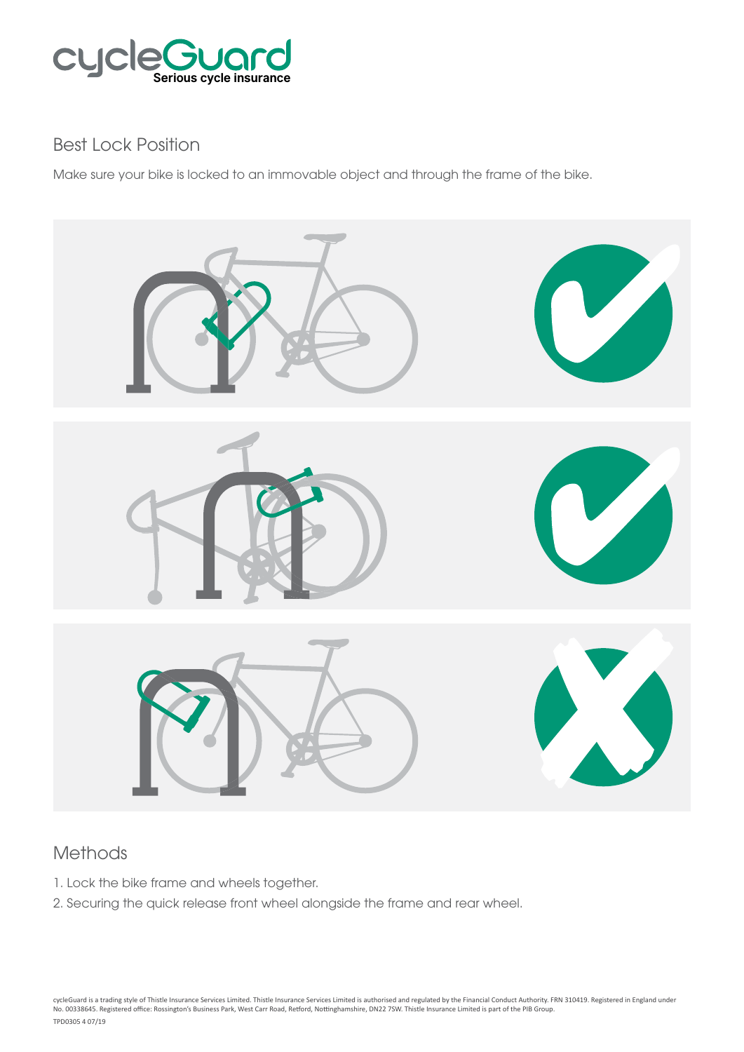## Best Lock Position

Make sure your bike is locked to an immovable object and through the frame of the bike.

## Methods

1. Lock the bike frame and wheels together.
2. Securing the quick release front wheel alongside the frame and rear wheel.

cycleGuard is a trading style of Thistle Insurance Services Limited. Thistle Insurance Services Limited is authorised and regulated by the Financial Conduct Authority. FRN 310419. Registered in England under No. 00338645. Registered office: Rossington's Business Park, West Carr Road, Retford, Nottinghamshire, DN22 7SW. Thistle Insurance Limited is part of the PIB Group.

TPD0305 4 07/19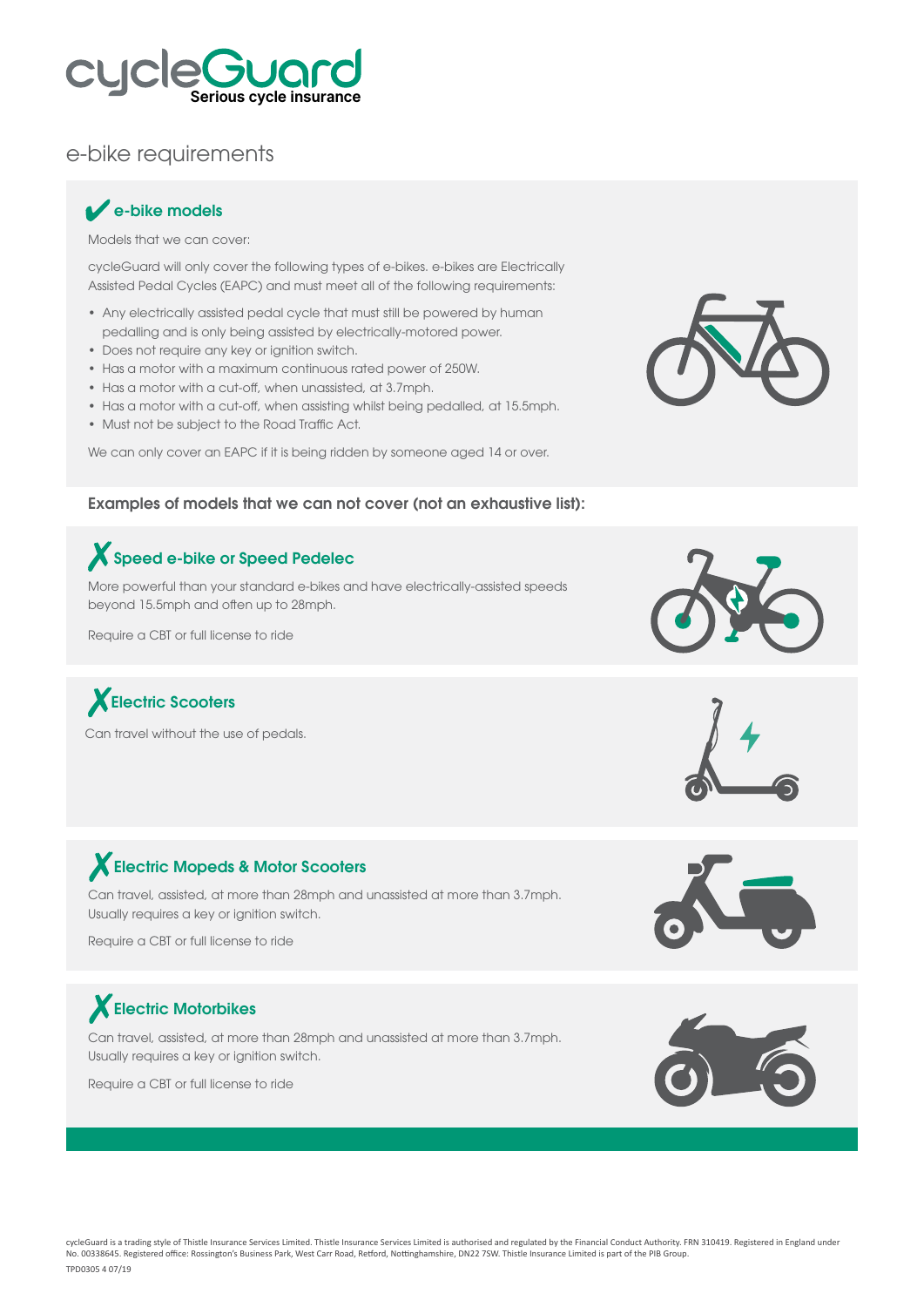# cycleGuard

Serious cycle insurance

## e-bike requirements

### ✔ e-bike models

Models that we can cover:

cycleGuard will only cover the following types of e-bikes. e-bikes are Electrically Assisted Pedal Cycles (EAPC) and must meet all of the following requirements:

- Any electrically assisted pedal cycle that must still be powered by human pedalling and is only being assisted by electrically-motored power.
- Does not require any key or ignition switch.
- Has a motor with a maximum continuous rated power of 250W.
- Has a motor with a cut-off, when unassisted, at 3.7mph.
- Has a motor with a cut-off, when assisting whilst being pedalled, at 15.5mph.
- Must not be subject to the Road Traffic Act.

We can only cover an EAPC if it is being ridden by someone aged 14 or over.

**Examples of models that we can not cover (not an exhaustive list):**

### ✗ Speed e-bike or Speed Pedelec

More powerful than your standard e-bikes and have electrically-assisted speeds beyond 15.5mph and often up to 28mph.

Require a CBT or full license to ride

### ✗ Electric Scooters

Can travel without the use of pedals.

### ✗ Electric Mopeds & Motor Scooters

Can travel, assisted, at more than 28mph and unassisted at more than 3.7mph. Usually requires a key or ignition switch.

Require a CBT or full license to ride

### ✗ Electric Motorbikes

Can travel, assisted, at more than 28mph and unassisted at more than 3.7mph. Usually requires a key or ignition switch.

Require a CBT or full license to ride

cycleGuard is a trading style of Thistle Insurance Services Limited. Thistle Insurance Services Limited is authorised and regulated by the Financial Conduct Authority. FRN 310419. Registered in England under No. 00338645. Registered office: Rossington's Business Park, West Carr Road, Retford, Nottinghamshire, DN22 7SW. Thistle Insurance Limited is part of the PIB Group.

TPD0305 4 07/19